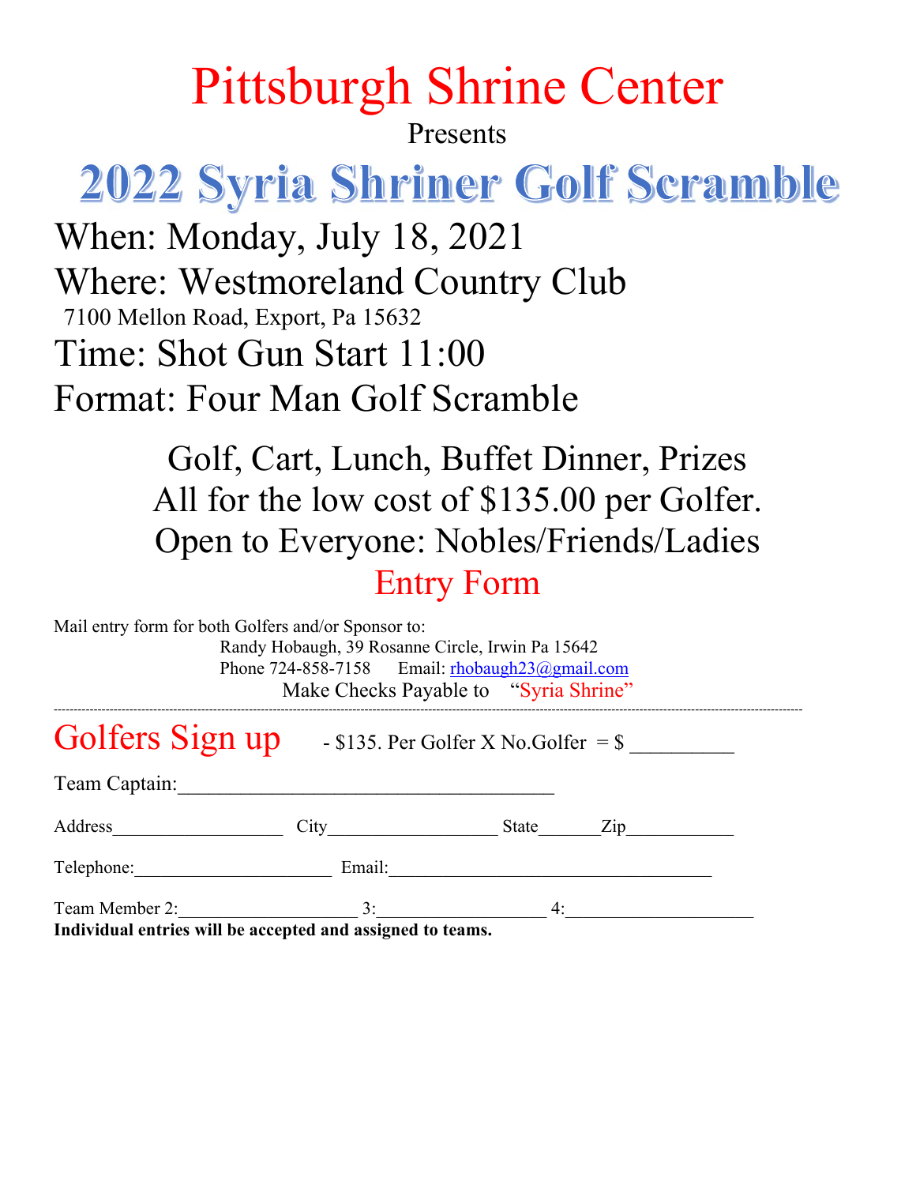# Pittsburgh Shrine Center

Presents

# 2022 Syria Shriner Golf Scramble

## When: Monday, July 18, 2021

## Where: Westmoreland Country Club

7100 Mellon Road, Export, Pa 15632

## Time: Shot Gun Start 11:00

## Format: Four Man Golf Scramble

Golf, Cart, Lunch, Buffet Dinner, Prizes
All for the low cost of $135.00 per Golfer.
Open to Everyone: Nobles/Friends/Ladies

## Entry Form

Mail entry form for both Golfers and/or Sponsor to:

Randy Hobaugh, 39 Rosanne Circle, Irwin Pa 15642
Phone 724-858-7158 Email: rhobaugh23@gmail.com
Make Checks Payable to "Syria Shrine"

---

## Golfers Sign up

- $135. Per Golfer X No.Golfer = $ __________

Team Captain:_____________________________________

Address__________________ City__________________ State______Zip___________

Telephone:_____________________ Email:___________________________________

Team Member 2:___________________ 3:__________________ 4:____________________

**Individual entries will be accepted and assigned to teams.**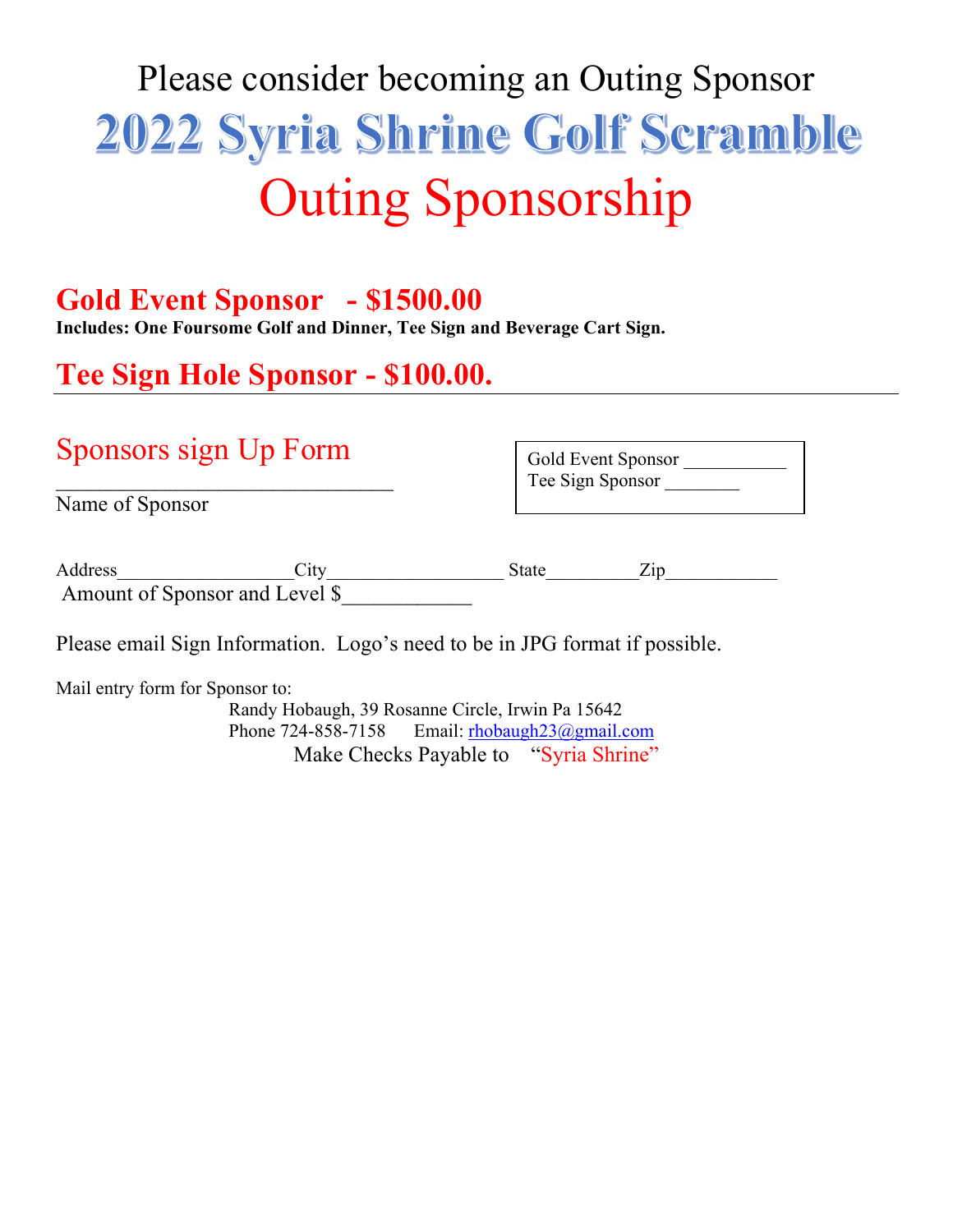Please consider becoming an Outing Sponsor

# 2022 Syria Shrine Golf Scramble

# Outing Sponsorship

## Gold Event Sponsor - $1500.00

**Includes: One Foursome Golf and Dinner, Tee Sign and Beverage Cart Sign.**

## Tee Sign Hole Sponsor - $100.00.

---

## Sponsors sign Up Form

______________________________
Name of Sponsor

Gold Event Sponsor ___________
Tee Sign Sponsor ________

Address__________________City__________________ State_________Zip___________

Amount of Sponsor and Level $____________

Please email Sign Information. Logo's need to be in JPG format if possible.

Mail entry form for Sponsor to:

Randy Hobaugh, 39 Rosanne Circle, Irwin Pa 15642
Phone 724-858-7158 Email: rhobaugh23@gmail.com
Make Checks Payable to "Syria Shrine"